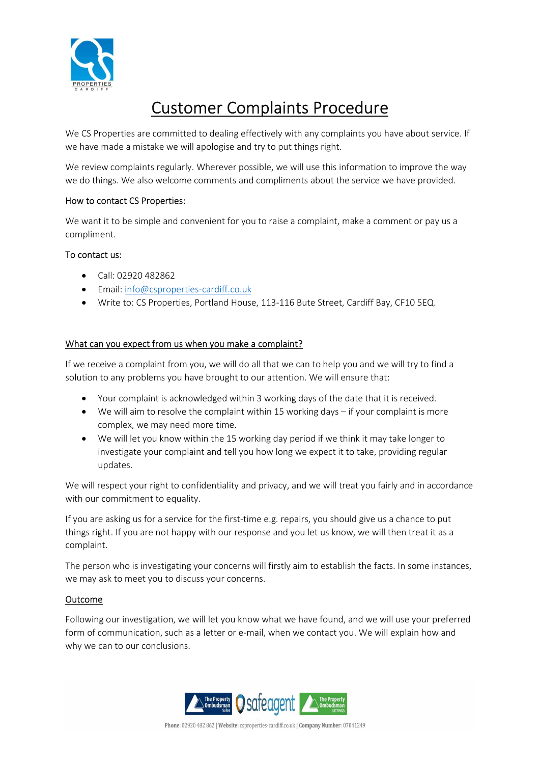# Customer Complaints Procedure

We CS Properties are committed to dealing effectively with any complaints you have about service. If we have made a mistake we will apologise and try to put things right.

We review complaints regularly. Wherever possible, we will use this information to improve the way we do things. We also welcome comments and compliments about the service we have provided.

How to contact CS Properties:

We want it to be simple and convenient for you to raise a complaint, make a comment or pay us a compliment.

To contact us:

- Call: 02920 482862
- Email: info@csproperties-cardiff.co.uk
- Write to: CS Properties, Portland House, 113-116 Bute Street, Cardiff Bay, CF10 5EQ.

## What can you expect from us when you make a complaint?

If we receive a complaint from you, we will do all that we can to help you and we will try to find a solution to any problems you have brought to our attention. We will ensure that:

- Your complaint is acknowledged within 3 working days of the date that it is received.
- We will aim to resolve the complaint within 15 working days – if your complaint is more complex, we may need more time.
- We will let you know within the 15 working day period if we think it may take longer to investigate your complaint and tell you how long we expect it to take, providing regular updates.

We will respect your right to confidentiality and privacy, and we will treat you fairly and in accordance with our commitment to equality.

If you are asking us for a service for the first-time e.g. repairs, you should give us a chance to put things right. If you are not happy with our response and you let us know, we will then treat it as a complaint.

The person who is investigating your concerns will firstly aim to establish the facts. In some instances, we may ask to meet you to discuss your concerns.

## Outcome

Following our investigation, we will let you know what we have found, and we will use your preferred form of communication, such as a letter or e-mail, when we contact you. We will explain how and why we can to our conclusions.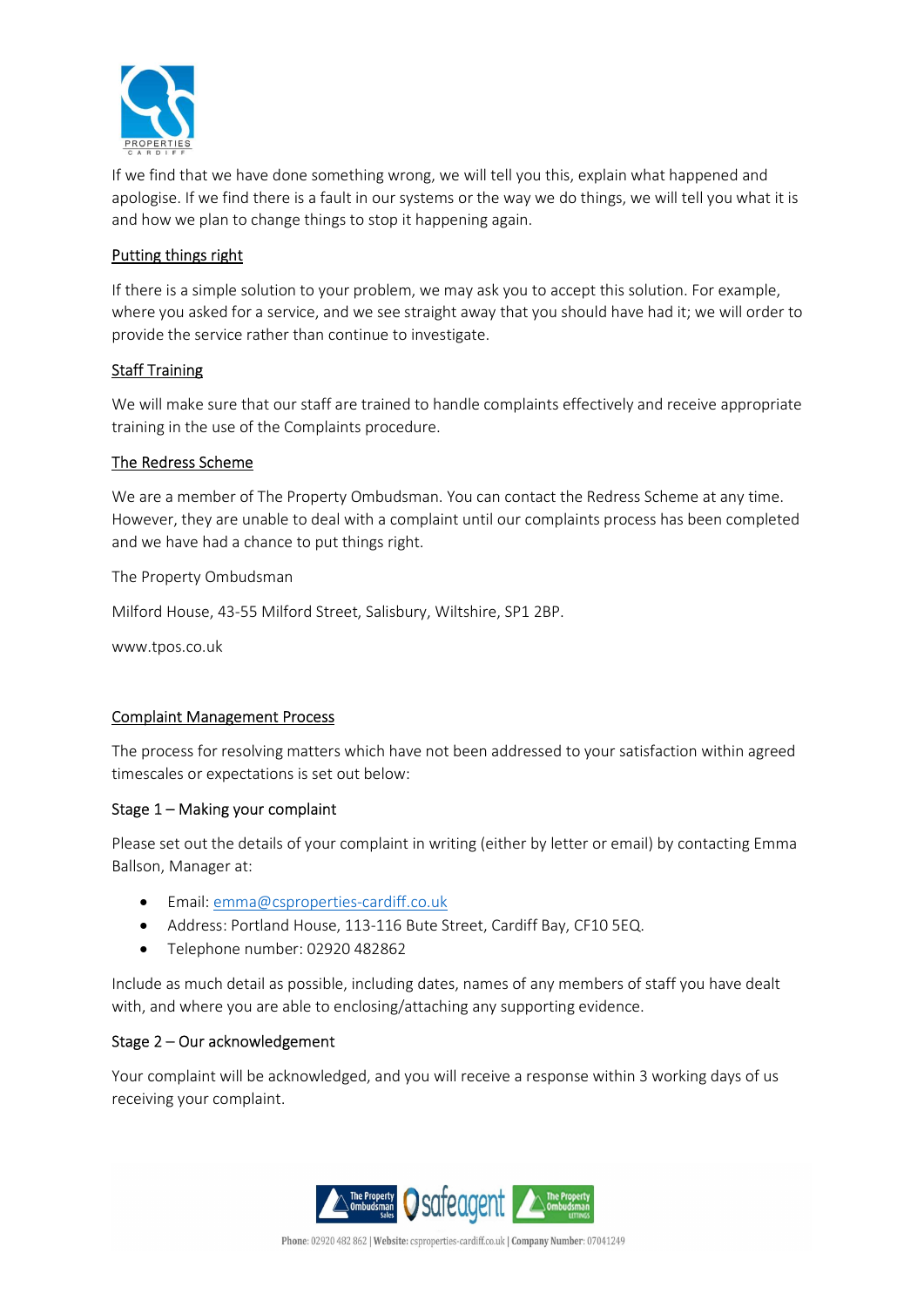If we find that we have done something wrong, we will tell you this, explain what happened and apologise. If we find there is a fault in our systems or the way we do things, we will tell you what it is and how we plan to change things to stop it happening again.

## Putting things right

If there is a simple solution to your problem, we may ask you to accept this solution. For example, where you asked for a service, and we see straight away that you should have had it; we will order to provide the service rather than continue to investigate.

## Staff Training

We will make sure that our staff are trained to handle complaints effectively and receive appropriate training in the use of the Complaints procedure.

## The Redress Scheme

We are a member of The Property Ombudsman. You can contact the Redress Scheme at any time. However, they are unable to deal with a complaint until our complaints process has been completed and we have had a chance to put things right.

The Property Ombudsman

Milford House, 43-55 Milford Street, Salisbury, Wiltshire, SP1 2BP.

www.tpos.co.uk

## Complaint Management Process

The process for resolving matters which have not been addressed to your satisfaction within agreed timescales or expectations is set out below:

### Stage 1 – Making your complaint

Please set out the details of your complaint in writing (either by letter or email) by contacting Emma Ballson, Manager at:

- Email: emma@csproperties-cardiff.co.uk
- Address: Portland House, 113-116 Bute Street, Cardiff Bay, CF10 5EQ.
- Telephone number: 02920 482862

Include as much detail as possible, including dates, names of any members of staff you have dealt with, and where you are able to enclosing/attaching any supporting evidence.

### Stage 2 – Our acknowledgement

Your complaint will be acknowledged, and you will receive a response within 3 working days of us receiving your complaint.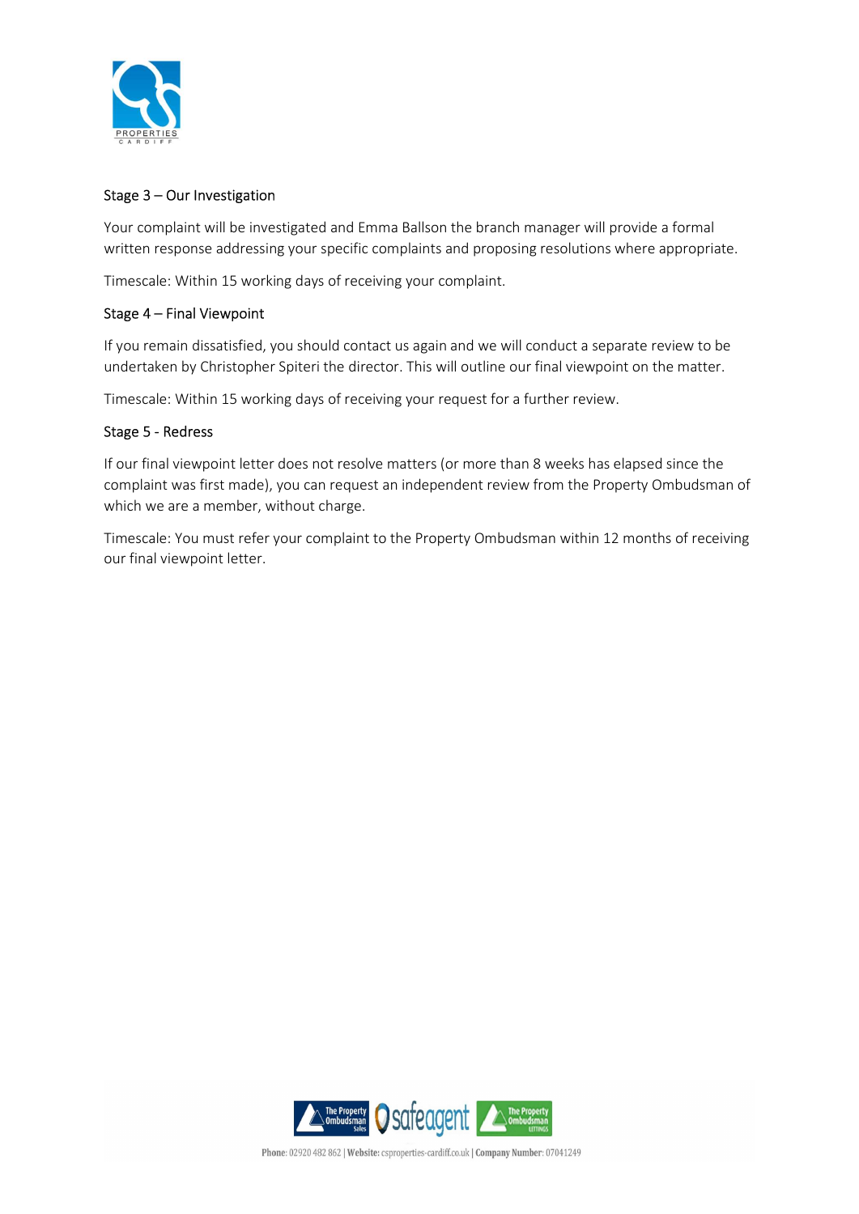### Stage 3 – Our Investigation

Your complaint will be investigated and Emma Ballson the branch manager will provide a formal written response addressing your specific complaints and proposing resolutions where appropriate.

Timescale: Within 15 working days of receiving your complaint.

### Stage 4 – Final Viewpoint

If you remain dissatisfied, you should contact us again and we will conduct a separate review to be undertaken by Christopher Spiteri the director. This will outline our final viewpoint on the matter.

Timescale: Within 15 working days of receiving your request for a further review.

### Stage 5 - Redress

If our final viewpoint letter does not resolve matters (or more than 8 weeks has elapsed since the complaint was first made), you can request an independent review from the Property Ombudsman of which we are a member, without charge.

Timescale: You must refer your complaint to the Property Ombudsman within 12 months of receiving our final viewpoint letter.